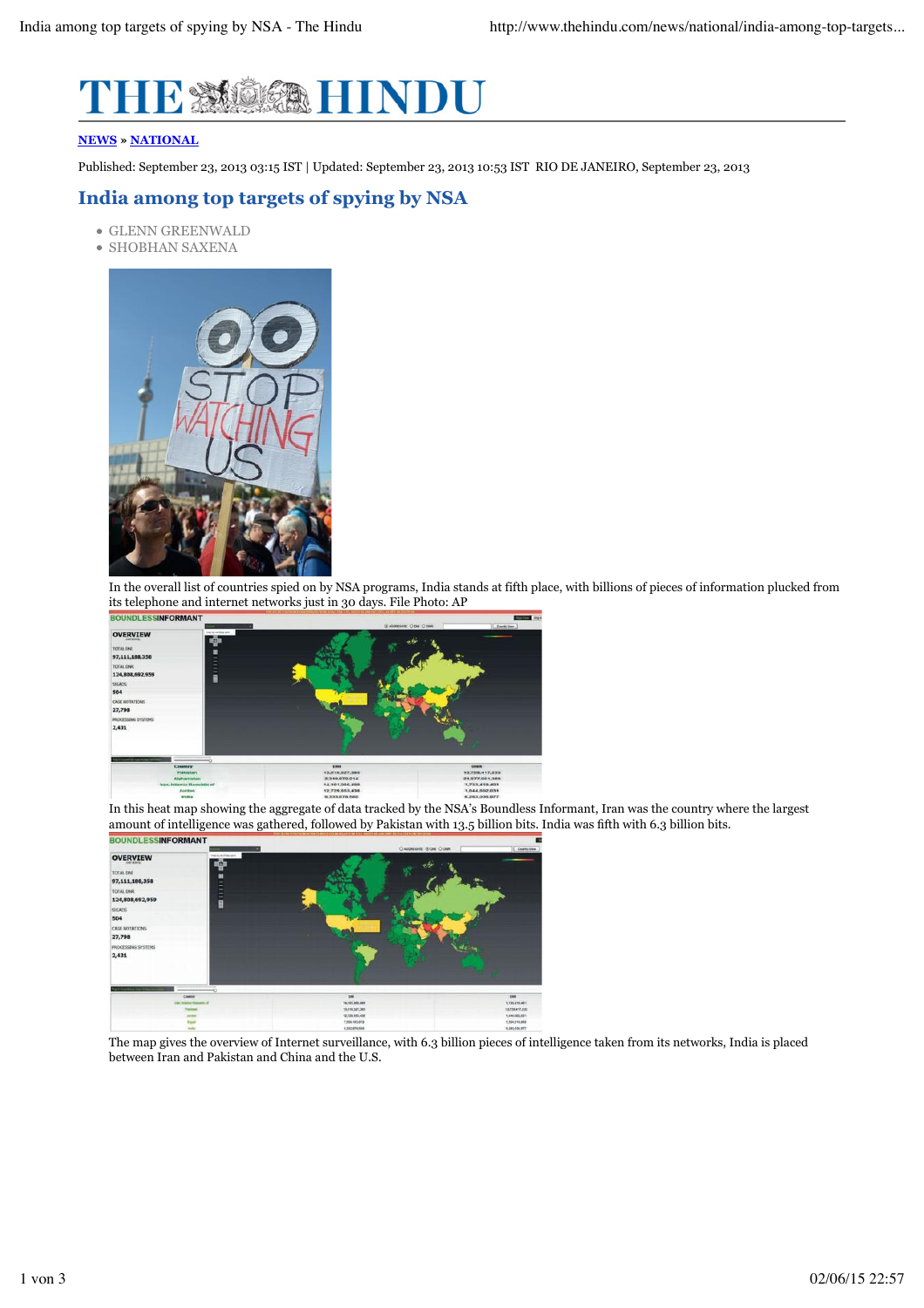**NEWS** » **NATIONAL**

Published: September 23, 2013 03:15 IST | Updated: September 23, 2013 10:53 IST RIO DE JANEIRO, September 23, 2013

# India among top targets of spying by NSA

- GLENN GREENWALD
- SHOBHAN SAXENA

In the overall list of countries spied on by NSA programs, India stands at fifth place, with billions of pieces of information plucked from its telephone and internet networks just in 30 days. File Photo: AP

In this heat map showing the aggregate of data tracked by the NSA's Boundless Informant, Iran was the country where the largest amount of intelligence was gathered, followed by Pakistan with 13.5 billion bits. India was fifth with 6.3 billion bits.

The map gives the overview of Internet surveillance, with 6.3 billion pieces of intelligence taken from its networks, India is placed between Iran and Pakistan and China and the U.S.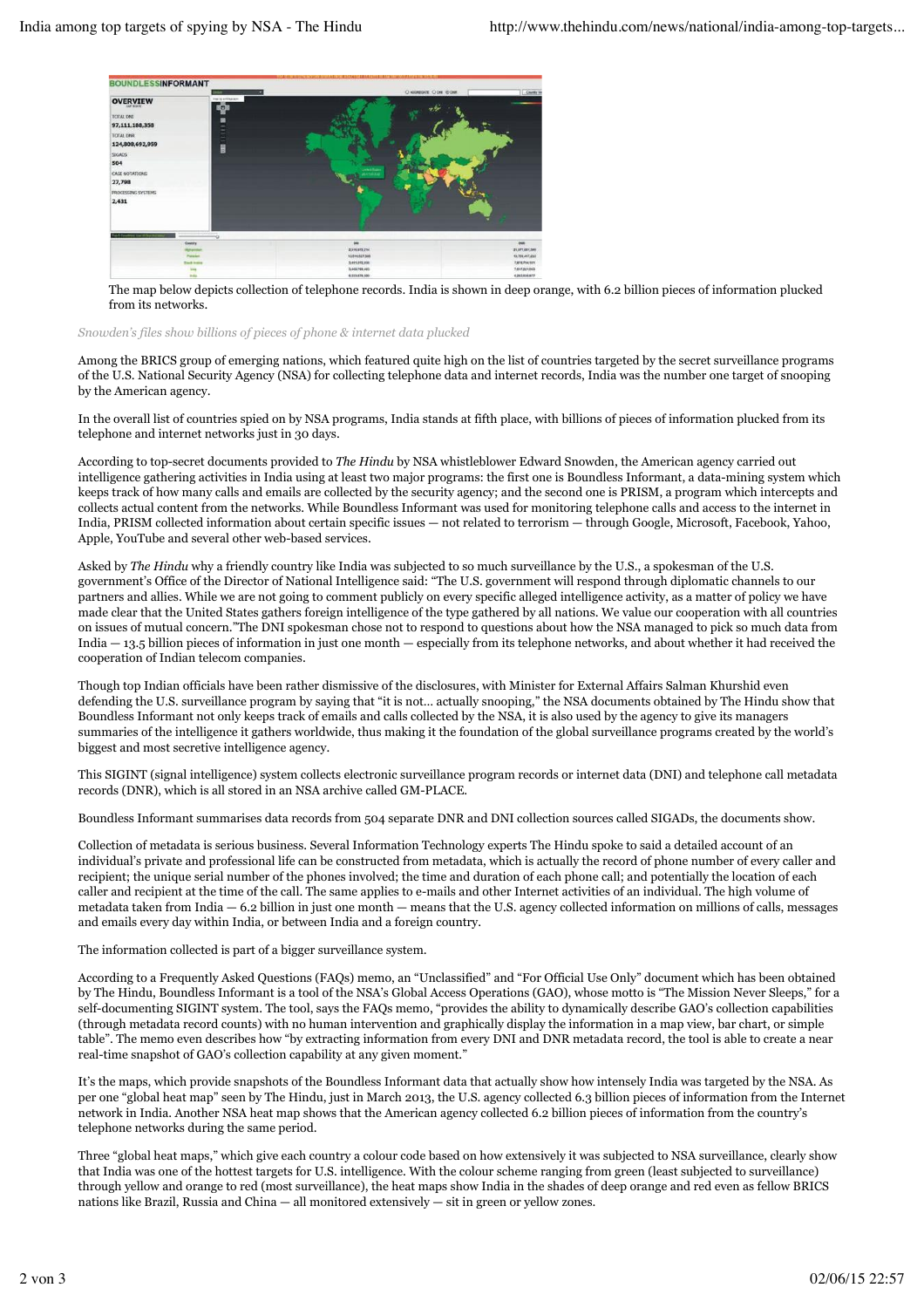The map below depicts collection of telephone records. India is shown in deep orange, with 6.2 billion pieces of information plucked from its networks.

*Snowden's files show billions of pieces of phone & internet data plucked*

Among the BRICS group of emerging nations, which featured quite high on the list of countries targeted by the secret surveillance programs of the U.S. National Security Agency (NSA) for collecting telephone data and internet records, India was the number one target of snooping by the American agency.

In the overall list of countries spied on by NSA programs, India stands at fifth place, with billions of pieces of information plucked from its telephone and internet networks just in 30 days.

According to top-secret documents provided to *The Hindu* by NSA whistleblower Edward Snowden, the American agency carried out intelligence gathering activities in India using at least two major programs: the first one is Boundless Informant, a data-mining system which keeps track of how many calls and emails are collected by the security agency; and the second one is PRISM, a program which intercepts and collects actual content from the networks. While Boundless Informant was used for monitoring telephone calls and access to the internet in India, PRISM collected information about certain specific issues — not related to terrorism — through Google, Microsoft, Facebook, Yahoo, Apple, YouTube and several other web-based services.

Asked by *The Hindu* why a friendly country like India was subjected to so much surveillance by the U.S., a spokesman of the U.S. government's Office of the Director of National Intelligence said: "The U.S. government will respond through diplomatic channels to our partners and allies. While we are not going to comment publicly on every specific alleged intelligence activity, as a matter of policy we have made clear that the United States gathers foreign intelligence of the type gathered by all nations. We value our cooperation with all countries on issues of mutual concern."The DNI spokesman chose not to respond to questions about how the NSA managed to pick so much data from India — 13.5 billion pieces of information in just one month — especially from its telephone networks, and about whether it had received the cooperation of Indian telecom companies.

Though top Indian officials have been rather dismissive of the disclosures, with Minister for External Affairs Salman Khurshid even defending the U.S. surveillance program by saying that "it is not... actually snooping," the NSA documents obtained by The Hindu show that Boundless Informant not only keeps track of emails and calls collected by the NSA, it is also used by the agency to give its managers summaries of the intelligence it gathers worldwide, thus making it the foundation of the global surveillance programs created by the world's biggest and most secretive intelligence agency.

This SIGINT (signal intelligence) system collects electronic surveillance program records or internet data (DNI) and telephone call metadata records (DNR), which is all stored in an NSA archive called GM-PLACE.

Boundless Informant summarises data records from 504 separate DNR and DNI collection sources called SIGADs, the documents show.

Collection of metadata is serious business. Several Information Technology experts The Hindu spoke to said a detailed account of an individual's private and professional life can be constructed from metadata, which is actually the record of phone number of every caller and recipient; the unique serial number of the phones involved; the time and duration of each phone call; and potentially the location of each caller and recipient at the time of the call. The same applies to e-mails and other Internet activities of an individual. The high volume of metadata taken from India — 6.2 billion in just one month — means that the U.S. agency collected information on millions of calls, messages and emails every day within India, or between India and a foreign country.

The information collected is part of a bigger surveillance system.

According to a Frequently Asked Questions (FAQs) memo, an "Unclassified" and "For Official Use Only" document which has been obtained by The Hindu, Boundless Informant is a tool of the NSA's Global Access Operations (GAO), whose motto is "The Mission Never Sleeps," for a self-documenting SIGINT system. The tool, says the FAQs memo, "provides the ability to dynamically describe GAO's collection capabilities (through metadata record counts) with no human intervention and graphically display the information in a map view, bar chart, or simple table". The memo even describes how "by extracting information from every DNI and DNR metadata record, the tool is able to create a near real-time snapshot of GAO's collection capability at any given moment."

It's the maps, which provide snapshots of the Boundless Informant data that actually show how intensely India was targeted by the NSA. As per one "global heat map" seen by The Hindu, just in March 2013, the U.S. agency collected 6.3 billion pieces of information from the Internet network in India. Another NSA heat map shows that the American agency collected 6.2 billion pieces of information from the country's telephone networks during the same period.

Three "global heat maps," which give each country a colour code based on how extensively it was subjected to NSA surveillance, clearly show that India was one of the hottest targets for U.S. intelligence. With the colour scheme ranging from green (least subjected to surveillance) through yellow and orange to red (most surveillance), the heat maps show India in the shades of deep orange and red even as fellow BRICS nations like Brazil, Russia and China — all monitored extensively — sit in green or yellow zones.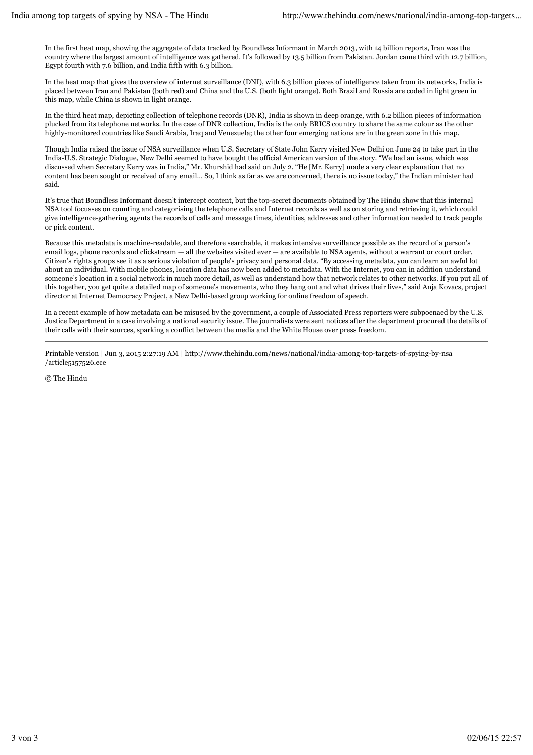In the first heat map, showing the aggregate of data tracked by Boundless Informant in March 2013, with 14 billion reports, Iran was the country where the largest amount of intelligence was gathered. It's followed by 13.5 billion from Pakistan. Jordan came third with 12.7 billion, Egypt fourth with 7.6 billion, and India fifth with 6.3 billion.

In the heat map that gives the overview of internet surveillance (DNI), with 6.3 billion pieces of intelligence taken from its networks, India is placed between Iran and Pakistan (both red) and China and the U.S. (both light orange). Both Brazil and Russia are coded in light green in this map, while China is shown in light orange.

In the third heat map, depicting collection of telephone records (DNR), India is shown in deep orange, with 6.2 billion pieces of information plucked from its telephone networks. In the case of DNR collection, India is the only BRICS country to share the same colour as the other highly-monitored countries like Saudi Arabia, Iraq and Venezuela; the other four emerging nations are in the green zone in this map.

Though India raised the issue of NSA surveillance when U.S. Secretary of State John Kerry visited New Delhi on June 24 to take part in the India-U.S. Strategic Dialogue, New Delhi seemed to have bought the official American version of the story. "We had an issue, which was discussed when Secretary Kerry was in India," Mr. Khurshid had said on July 2. "He [Mr. Kerry] made a very clear explanation that no content has been sought or received of any email... So, I think as far as we are concerned, there is no issue today," the Indian minister had said.

It's true that Boundless Informant doesn't intercept content, but the top-secret documents obtained by The Hindu show that this internal NSA tool focusses on counting and categorising the telephone calls and Internet records as well as on storing and retrieving it, which could give intelligence-gathering agents the records of calls and message times, identities, addresses and other information needed to track people or pick content.

Because this metadata is machine-readable, and therefore searchable, it makes intensive surveillance possible as the record of a person's email logs, phone records and clickstream — all the websites visited ever — are available to NSA agents, without a warrant or court order. Citizen's rights groups see it as a serious violation of people's privacy and personal data. "By accessing metadata, you can learn an awful lot about an individual. With mobile phones, location data has now been added to metadata. With the Internet, you can in addition understand someone's location in a social network in much more detail, as well as understand how that network relates to other networks. If you put all of this together, you get quite a detailed map of someone's movements, who they hang out and what drives their lives," said Anja Kovacs, project director at Internet Democracy Project, a New Delhi-based group working for online freedom of speech.

In a recent example of how metadata can be misused by the government, a couple of Associated Press reporters were subpoenaed by the U.S. Justice Department in a case involving a national security issue. The journalists were sent notices after the department procured the details of their calls with their sources, sparking a conflict between the media and the White House over press freedom.

---

Printable version | Jun 3, 2015 2:27:19 AM | http://www.thehindu.com/news/national/india-among-top-targets-of-spying-by-nsa/article5157526.ece

© The Hindu